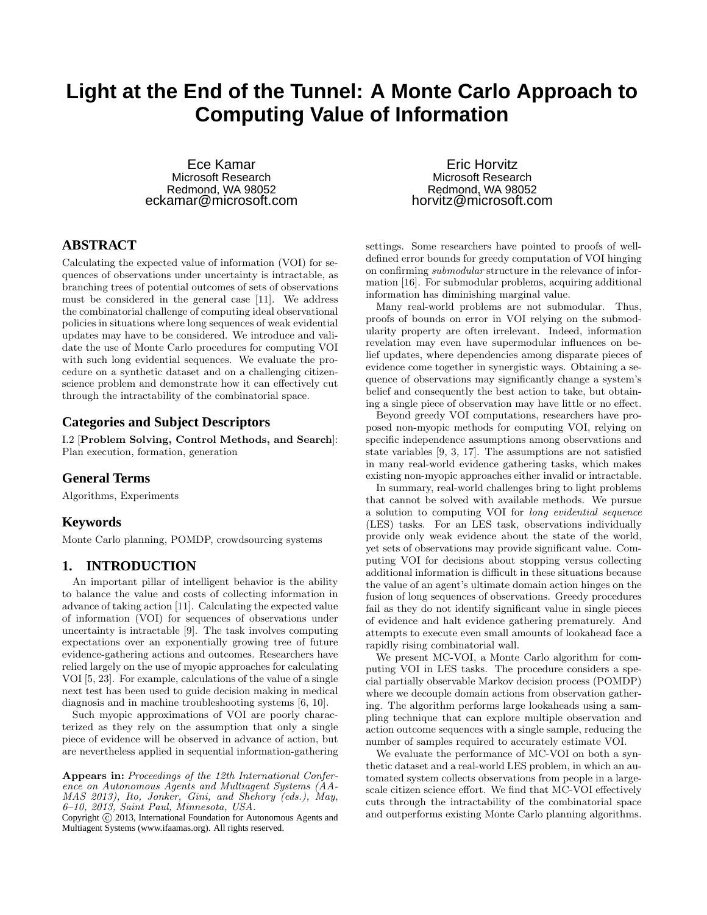# Light at the End of the Tunnel: A Monte Carlo Approach to Computing Value of Information

Ece Kamar
Microsoft Research
Redmond, WA 98052
eckamar@microsoft.com

Eric Horvitz
Microsoft Research
Redmond, WA 98052
horvitz@microsoft.com

## ABSTRACT

Calculating the expected value of information (VOI) for sequences of observations under uncertainty is intractable, as branching trees of potential outcomes of sets of observations must be considered in the general case [11]. We address the combinatorial challenge of computing ideal observational policies in situations where long sequences of weak evidential updates may have to be considered. We introduce and validate the use of Monte Carlo procedures for computing VOI with such long evidential sequences. We evaluate the procedure on a synthetic dataset and on a challenging citizen-science problem and demonstrate how it can effectively cut through the intractability of the combinatorial space.

## Categories and Subject Descriptors

I.2 [**Problem Solving, Control Methods, and Search**]: Plan execution, formation, generation

## General Terms

Algorithms, Experiments

## Keywords

Monte Carlo planning, POMDP, crowdsourcing systems

## 1. INTRODUCTION

An important pillar of intelligent behavior is the ability to balance the value and costs of collecting information in advance of taking action [11]. Calculating the expected value of information (VOI) for sequences of observations under uncertainty is intractable [9]. The task involves computing expectations over an exponentially growing tree of future evidence-gathering actions and outcomes. Researchers have relied largely on the use of myopic approaches for calculating VOI [5, 23]. For example, calculations of the value of a single next test has been used to guide decision making in medical diagnosis and in machine troubleshooting systems [6, 10].

Such myopic approximations of VOI are poorly characterized as they rely on the assumption that only a single piece of evidence will be observed in advance of action, but are nevertheless applied in sequential information-gathering settings. Some researchers have pointed to proofs of well-defined error bounds for greedy computation of VOI hinging on confirming *submodular* structure in the relevance of information [16]. For submodular problems, acquiring additional information has diminishing marginal value.

Many real-world problems are not submodular. Thus, proofs of bounds on error in VOI relying on the submodularity property are often irrelevant. Indeed, information revelation may even have supermodular influences on belief updates, where dependencies among disparate pieces of evidence come together in synergistic ways. Obtaining a sequence of observations may significantly change a system's belief and consequently the best action to take, but obtaining a single piece of observation may have little or no effect.

Beyond greedy VOI computations, researchers have proposed non-myopic methods for computing VOI, relying on specific independence assumptions among observations and state variables [9, 3, 17]. The assumptions are not satisfied in many real-world evidence gathering tasks, which makes existing non-myopic approaches either invalid or intractable.

In summary, real-world challenges bring to light problems that cannot be solved with available methods. We pursue a solution to computing VOI for *long evidential sequence* (LES) tasks. For an LES task, observations individually provide only weak evidence about the state of the world, yet sets of observations may provide significant value. Computing VOI for decisions about stopping versus collecting additional information is difficult in these situations because the value of an agent's ultimate domain action hinges on the fusion of long sequences of observations. Greedy procedures fail as they do not identify significant value in single pieces of evidence and halt evidence gathering prematurely. And attempts to execute even small amounts of lookahead face a rapidly rising combinatorial wall.

We present MC-VOI, a Monte Carlo algorithm for computing VOI in LES tasks. The procedure considers a special partially observable Markov decision process (POMDP) where we decouple domain actions from observation gathering. The algorithm performs large lookaheads using a sampling technique that can explore multiple observation and action outcome sequences with a single sample, reducing the number of samples required to accurately estimate VOI.

We evaluate the performance of MC-VOI on both a synthetic dataset and a real-world LES problem, in which an automated system collects observations from people in a large-scale citizen science effort. We find that MC-VOI effectively cuts through the intractability of the combinatorial space and outperforms existing Monte Carlo planning algorithms.

**Appears in:** *Proceedings of the 12th International Conference on Autonomous Agents and Multiagent Systems (AAMAS 2013), Ito, Jonker, Gini, and Shehory (eds.), May, 6–10, 2013, Saint Paul, Minnesota, USA.*
Copyright © 2013, International Foundation for Autonomous Agents and Multiagent Systems (www.ifaamas.org). All rights reserved.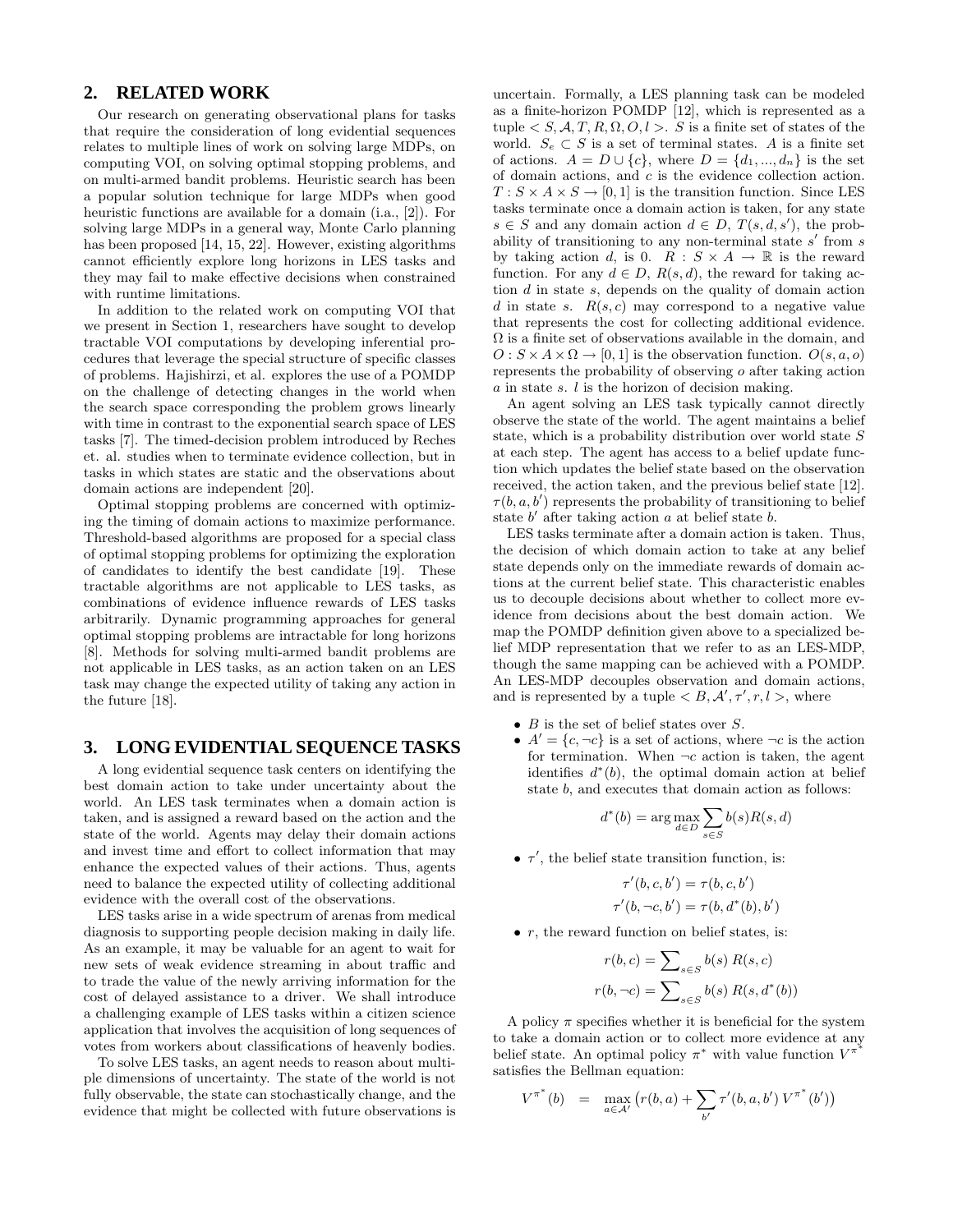## 2. RELATED WORK

Our research on generating observational plans for tasks that require the consideration of long evidential sequences relates to multiple lines of work on solving large MDPs, on computing VOI, on solving optimal stopping problems, and on multi-armed bandit problems. Heuristic search has been a popular solution technique for large MDPs when good heuristic functions are available for a domain (i.a., [2]). For solving large MDPs in a general way, Monte Carlo planning has been proposed [14, 15, 22]. However, existing algorithms cannot efficiently explore long horizons in LES tasks and they may fail to make effective decisions when constrained with runtime limitations.

In addition to the related work on computing VOI that we present in Section 1, researchers have sought to develop tractable VOI computations by developing inferential procedures that leverage the special structure of specific classes of problems. Hajishirzi, et al. explores the use of a POMDP on the challenge of detecting changes in the world when the search space corresponding the problem grows linearly with time in contrast to the exponential search space of LES tasks [7]. The timed-decision problem introduced by Reches et. al. studies when to terminate evidence collection, but in tasks in which states are static and the observations about domain actions are independent [20].

Optimal stopping problems are concerned with optimizing the timing of domain actions to maximize performance. Threshold-based algorithms are proposed for a special class of optimal stopping problems for optimizing the exploration of candidates to identify the best candidate [19]. These tractable algorithms are not applicable to LES tasks, as combinations of evidence influence rewards of LES tasks arbitrarily. Dynamic programming approaches for general optimal stopping problems are intractable for long horizons [8]. Methods for solving multi-armed bandit problems are not applicable in LES tasks, as an action taken on an LES task may change the expected utility of taking any action in the future [18].

## 3. LONG EVIDENTIAL SEQUENCE TASKS

A long evidential sequence task centers on identifying the best domain action to take under uncertainty about the world. An LES task terminates when a domain action is taken, and is assigned a reward based on the action and the state of the world. Agents may delay their domain actions and invest time and effort to collect information that may enhance the expected values of their actions. Thus, agents need to balance the expected utility of collecting additional evidence with the overall cost of the observations.

LES tasks arise in a wide spectrum of arenas from medical diagnosis to supporting people decision making in daily life. As an example, it may be valuable for an agent to wait for new sets of weak evidence streaming in about traffic and to trade the value of the newly arriving information for the cost of delayed assistance to a driver. We shall introduce a challenging example of LES tasks within a citizen science application that involves the acquisition of long sequences of votes from workers about classifications of heavenly bodies.

To solve LES tasks, an agent needs to reason about multiple dimensions of uncertainty. The state of the world is not fully observable, the state can stochastically change, and the evidence that might be collected with future observations is uncertain. Formally, a LES planning task can be modeled as a finite-horizon POMDP [12], which is represented as a tuple $< S, \mathcal{A}, T, R, \Omega, O, l >$. $S$ is a finite set of states of the world. $S_e \subset S$ is a set of terminal states. $A$ is a finite set of actions. $A = D \cup \{c\}$, where $D = \{d_1, ..., d_n\}$ is the set of domain actions, and $c$ is the evidence collection action. $T : S \times A \times S \rightarrow [0, 1]$ is the transition function. Since LES tasks terminate once a domain action is taken, for any state $s \in S$ and any domain action $d \in D$, $T(s, d, s')$, the probability of transitioning to any non-terminal state $s'$ from $s$ by taking action $d$, is 0. $R : S \times A \rightarrow \mathbb{R}$ is the reward function. For any $d \in D$, $R(s, d)$, the reward for taking action $d$ in state $s$, depends on the quality of domain action $d$ in state $s$. $R(s, c)$ may correspond to a negative value that represents the cost for collecting additional evidence. $\Omega$ is a finite set of observations available in the domain, and $O : S \times A \times \Omega \rightarrow [0, 1]$ is the observation function. $O(s, a, o)$ represents the probability of observing $o$ after taking action $a$ in state $s$. $l$ is the horizon of decision making.

An agent solving an LES task typically cannot directly observe the state of the world. The agent maintains a belief state, which is a probability distribution over world state $S$ at each step. The agent has access to a belief update function which updates the belief state based on the observation received, the action taken, and the previous belief state [12]. $\tau(b, a, b')$ represents the probability of transitioning to belief state $b'$ after taking action $a$ at belief state $b$.

LES tasks terminate after a domain action is taken. Thus, the decision of which domain action to take at any belief state depends only on the immediate rewards of domain actions at the current belief state. This characteristic enables us to decouple decisions about whether to collect more evidence from decisions about the best domain action. We map the POMDP definition given above to a specialized belief MDP representation that we refer to as an LES-MDP, though the same mapping can be achieved with a POMDP. An LES-MDP decouples observation and domain actions, and is represented by a tuple $< B, \mathcal{A}', \tau', r, l >$, where

- $B$ is the set of belief states over $S$.
- $A' = \{c, \neg c\}$ is a set of actions, where $\neg c$ is the action for termination. When $\neg c$ action is taken, the agent identifies $d^*(b)$, the optimal domain action at belief state $b$, and executes that domain action as follows:

$$d^*(b) = \arg\max_{d \in D} \sum_{s \in S} b(s) R(s, d)$$

- $\tau'$, the belief state transition function, is:

$$\tau'(b, c, b') = \tau(b, c, b')$$
$$\tau'(b, \neg c, b') = \tau(b, d^*(b), b')$$

- $r$, the reward function on belief states, is:

$$r(b, c) = \sum\nolimits_{s \in S} b(s) \; R(s, c)$$
$$r(b, \neg c) = \sum\nolimits_{s \in S} b(s) \; R(s, d^*(b))$$

A policy $\pi$ specifies whether it is beneficial for the system to take a domain action or to collect more evidence at any belief state. An optimal policy $\pi^*$ with value function $V^{\pi^*}$ satisfies the Bellman equation:

$$V^{\pi^*}(b) \quad = \quad \max_{a \in \mathcal{A}'} \big( r(b, a) + \sum_{b'} \tau'(b, a, b') \, V^{\pi^*}(b') \big)$$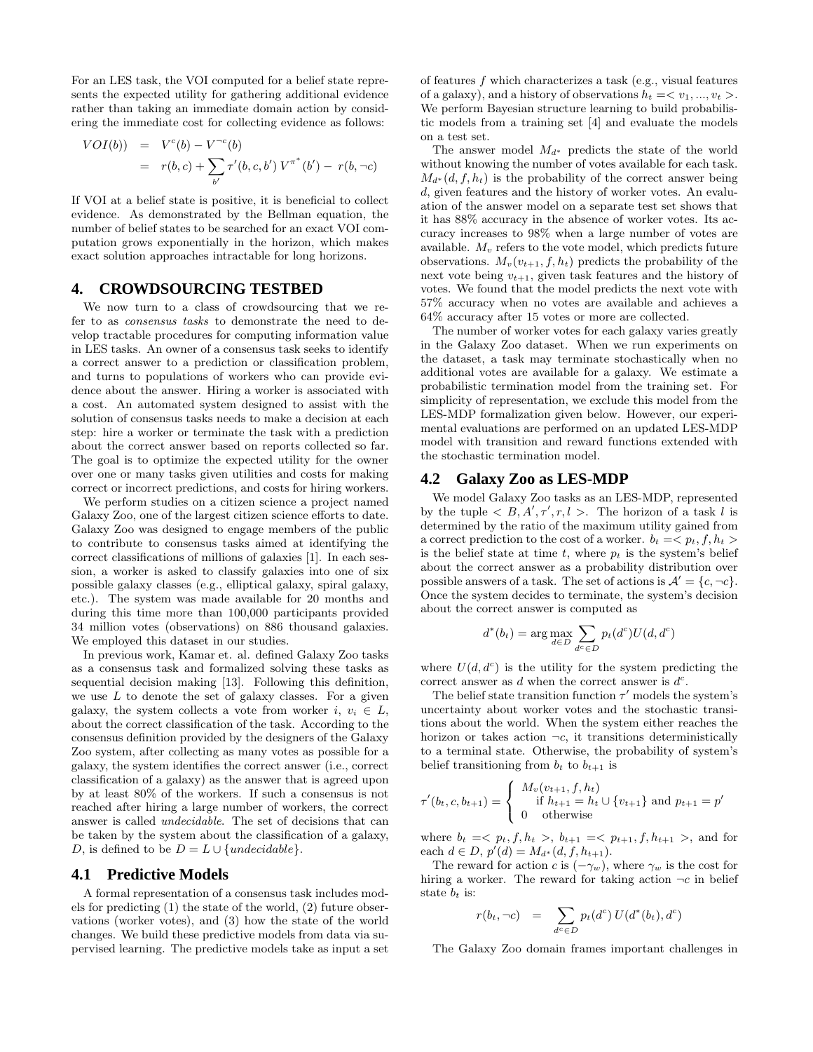For an LES task, the VOI computed for a belief state represents the expected utility for gathering additional evidence rather than taking an immediate domain action by considering the immediate cost for collecting evidence as follows:

$$
\begin{aligned}
VOI(b)) &= V^c(b) - V^{\neg c}(b) \\
&= r(b, c) + \sum_{b'} \tau'(b, c, b')\, V^{\pi^*}(b') - r(b, \neg c)
\end{aligned}
$$

If VOI at a belief state is positive, it is beneficial to collect evidence. As demonstrated by the Bellman equation, the number of belief states to be searched for an exact VOI computation grows exponentially in the horizon, which makes exact solution approaches intractable for long horizons.

## 4. CROWDSOURCING TESTBED

We now turn to a class of crowdsourcing that we refer to as *consensus tasks* to demonstrate the need to develop tractable procedures for computing information value in LES tasks. An owner of a consensus task seeks to identify a correct answer to a prediction or classification problem, and turns to populations of workers who can provide evidence about the answer. Hiring a worker is associated with a cost. An automated system designed to assist with the solution of consensus tasks needs to make a decision at each step: hire a worker or terminate the task with a prediction about the correct answer based on reports collected so far. The goal is to optimize the expected utility for the owner over one or many tasks given utilities and costs for making correct or incorrect predictions, and costs for hiring workers.

We perform studies on a citizen science a project named Galaxy Zoo, one of the largest citizen science efforts to date. Galaxy Zoo was designed to engage members of the public to contribute to consensus tasks aimed at identifying the correct classifications of millions of galaxies [1]. In each session, a worker is asked to classify galaxies into one of six possible galaxy classes (e.g., elliptical galaxy, spiral galaxy, etc.). The system was made available for 20 months and during this time more than 100,000 participants provided 34 million votes (observations) on 886 thousand galaxies. We employed this dataset in our studies.

In previous work, Kamar et. al. defined Galaxy Zoo tasks as a consensus task and formalized solving these tasks as sequential decision making [13]. Following this definition, we use $L$ to denote the set of galaxy classes. For a given galaxy, the system collects a vote from worker $i$, $v_i \in L$, about the correct classification of the task. According to the consensus definition provided by the designers of the Galaxy Zoo system, after collecting as many votes as possible for a galaxy, the system identifies the correct answer (i.e., correct classification of a galaxy) as the answer that is agreed upon by at least 80% of the workers. If such a consensus is not reached after hiring a large number of workers, the correct answer is called *undecidable*. The set of decisions that can be taken by the system about the classification of a galaxy, $D$, is defined to be $D = L \cup \{undecidable\}$.

### 4.1 Predictive Models

A formal representation of a consensus task includes models for predicting (1) the state of the world, (2) future observations (worker votes), and (3) how the state of the world changes. We build these predictive models from data via supervised learning. The predictive models take as input a set of features $f$ which characterizes a task (e.g., visual features of a galaxy), and a history of observations $h_t =< v_1, ..., v_t >$. We perform Bayesian structure learning to build probabilistic models from a training set [4] and evaluate the models on a test set.

The answer model $M_{d^*}$ predicts the state of the world without knowing the number of votes available for each task. $M_{d^*}(d, f, h_t)$ is the probability of the correct answer being $d$, given features and the history of worker votes. An evaluation of the answer model on a separate test set shows that it has 88% accuracy in the absence of worker votes. Its accuracy increases to 98% when a large number of votes are available. $M_v$ refers to the vote model, which predicts future observations. $M_v(v_{t+1}, f, h_t)$ predicts the probability of the next vote being $v_{t+1}$, given task features and the history of votes. We found that the model predicts the next vote with 57% accuracy when no votes are available and achieves a 64% accuracy after 15 votes or more are collected.

The number of worker votes for each galaxy varies greatly in the Galaxy Zoo dataset. When we run experiments on the dataset, a task may terminate stochastically when no additional votes are available for a galaxy. We estimate a probabilistic termination model from the training set. For simplicity of representation, we exclude this model from the LES-MDP formalization given below. However, our experimental evaluations are performed on an updated LES-MDP model with transition and reward functions extended with the stochastic termination model.

### 4.2 Galaxy Zoo as LES-MDP

We model Galaxy Zoo tasks as an LES-MDP, represented by the tuple $< B, A', \tau', r, l >$. The horizon of a task $l$ is determined by the ratio of the maximum utility gained from a correct prediction to the cost of a worker. $b_t =< p_t, f, h_t >$ is the belief state at time $t$, where $p_t$ is the system's belief about the correct answer as a probability distribution over possible answers of a task. The set of actions is $\mathcal{A}' = \{c, \neg c\}$. Once the system decides to terminate, the system's decision about the correct answer is computed as

$$
d^*(b_t) = \arg\max_{d \in D} \sum_{d^c \in D} p_t(d^c) U(d, d^c)
$$

where $U(d, d^c)$ is the utility for the system predicting the correct answer as $d$ when the correct answer is $d^c$.

The belief state transition function $\tau'$ models the system's uncertainty about worker votes and the stochastic transitions about the world. When the system either reaches the horizon or takes action $\neg c$, it transitions deterministically to a terminal state. Otherwise, the probability of system's belief transitioning from $b_t$ to $b_{t+1}$ is

$$
\tau'(b_t, c, b_{t+1}) = \begin{cases} M_v(v_{t+1}, f, h_t) \\ \quad \text{if } h_{t+1} = h_t \cup \{v_{t+1}\} \text{ and } p_{t+1} = p' \\ 0 \quad \text{otherwise} \end{cases}
$$

where $b_t =< p_t, f, h_t >$, $b_{t+1} =< p_{t+1}, f, h_{t+1} >$, and for each $d \in D$, $p'(d) = M_{d^*}(d, f, h_{t+1})$.

The reward for action $c$ is $(-\gamma_w)$, where $\gamma_w$ is the cost for hiring a worker. The reward for taking action $\neg c$ in belief state $b_t$ is:

$$
r(b_t, \neg c) \quad = \quad \sum_{d^c \in D} p_t(d^c)\, U(d^*(b_t), d^c)
$$

The Galaxy Zoo domain frames important challenges in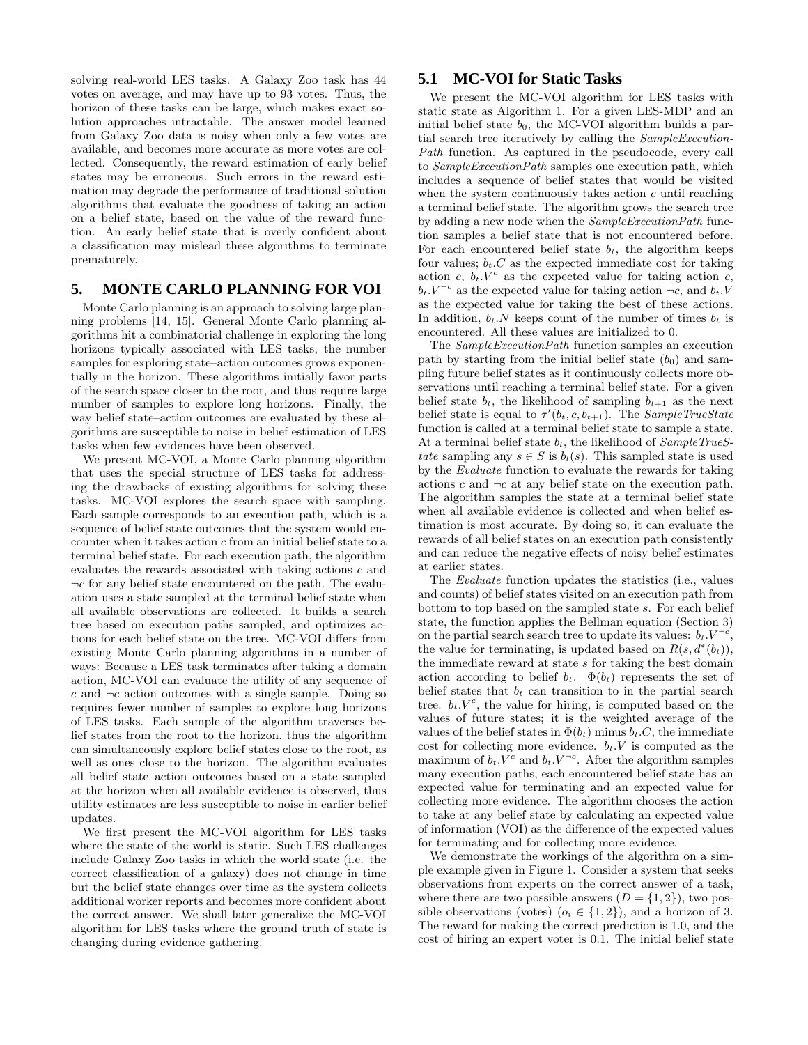solving real-world LES tasks. A Galaxy Zoo task has 44 votes on average, and may have up to 93 votes. Thus, the horizon of these tasks can be large, which makes exact solution approaches intractable. The answer model learned from Galaxy Zoo data is noisy when only a few votes are available, and becomes more accurate as more votes are collected. Consequently, the reward estimation of early belief states may be erroneous. Such errors in the reward estimation may degrade the performance of traditional solution algorithms that evaluate the goodness of taking an action on a belief state, based on the value of the reward function. An early belief state that is overly confident about a classification may mislead these algorithms to terminate prematurely.

## 5. MONTE CARLO PLANNING FOR VOI

Monte Carlo planning is an approach to solving large planning problems [14, 15]. General Monte Carlo planning algorithms hit a combinatorial challenge in exploring the long horizons typically associated with LES tasks; the number samples for exploring state–action outcomes grows exponentially in the horizon. These algorithms initially favor parts of the search space closer to the root, and thus require large number of samples to explore long horizons. Finally, the way belief state–action outcomes are evaluated by these algorithms are susceptible to noise in belief estimation of LES tasks when few evidences have been observed.

We present MC-VOI, a Monte Carlo planning algorithm that uses the special structure of LES tasks for addressing the drawbacks of existing algorithms for solving these tasks. MC-VOI explores the search space with sampling. Each sample corresponds to an execution path, which is a sequence of belief state outcomes that the system would encounter when it takes action $c$ from an initial belief state to a terminal belief state. For each execution path, the algorithm evaluates the rewards associated with taking actions $c$ and $\neg c$ for any belief state encountered on the path. The evaluation uses a state sampled at the terminal belief state when all available observations are collected. It builds a search tree based on execution paths sampled, and optimizes actions for each belief state on the tree. MC-VOI differs from existing Monte Carlo planning algorithms in a number of ways: Because a LES task terminates after taking a domain action, MC-VOI can evaluate the utility of any sequence of $c$ and $\neg c$ action outcomes with a single sample. Doing so requires fewer number of samples to explore long horizons of LES tasks. Each sample of the algorithm traverses belief states from the root to the horizon, thus the algorithm can simultaneously explore belief states close to the root, as well as ones close to the horizon. The algorithm evaluates all belief state–action outcomes based on a state sampled at the horizon when all available evidence is observed, thus utility estimates are less susceptible to noise in earlier belief updates.

We first present the MC-VOI algorithm for LES tasks where the state of the world is static. Such LES challenges include Galaxy Zoo tasks in which the world state (i.e. the correct classification of a galaxy) does not change in time but the belief state changes over time as the system collects additional worker reports and becomes more confident about the correct answer. We shall later generalize the MC-VOI algorithm for LES tasks where the ground truth of state is changing during evidence gathering.

### 5.1 MC-VOI for Static Tasks

We present the MC-VOI algorithm for LES tasks with static state as Algorithm 1. For a given LES-MDP and an initial belief state $b_0$, the MC-VOI algorithm builds a partial search tree iteratively by calling the *SampleExecutionPath* function. As captured in the pseudocode, every call to *SampleExecutionPath* samples one execution path, which includes a sequence of belief states that would be visited when the system continuously takes action $c$ until reaching a terminal belief state. The algorithm grows the search tree by adding a new node when the *SampleExecutionPath* function samples a belief state that is not encountered before. For each encountered belief state $b_t$, the algorithm keeps four values; $b_t.C$ as the expected immediate cost for taking action $c$, $b_t.V^c$ as the expected value for taking action $c$, $b_t.V^{\neg c}$ as the expected value for taking action $\neg c$, and $b_t.V$ as the expected value for taking the best of these actions. In addition, $b_t.N$ keeps count of the number of times $b_t$ is encountered. All these values are initialized to 0.

The *SampleExecutionPath* function samples an execution path by starting from the initial belief state ($b_0$) and sampling future belief states as it continuously collects more observations until reaching a terminal belief state. For a given belief state $b_t$, the likelihood of sampling $b_{t+1}$ as the next belief state is equal to $\tau'(b_t, c, b_{t+1})$. The *SampleTrueState* function is called at a terminal belief state to sample a state. At a terminal belief state $b_l$, the likelihood of *SampleTrueState* sampling any $s \in S$ is $b_l(s)$. This sampled state is used by the *Evaluate* function to evaluate the rewards for taking actions $c$ and $\neg c$ at any belief state on the execution path. The algorithm samples the state at a terminal belief state when all available evidence is collected and when belief estimation is most accurate. By doing so, it can evaluate the rewards of all belief states on an execution path consistently and can reduce the negative effects of noisy belief estimates at earlier states.

The *Evaluate* function updates the statistics (i.e., values and counts) of belief states visited on an execution path from bottom to top based on the sampled state $s$. For each belief state, the function applies the Bellman equation (Section 3) on the partial search search tree to update its values: $b_t.V^{\neg c}$, the value for terminating, is updated based on $R(s, d^*(b_t))$, the immediate reward at state $s$ for taking the best domain action according to belief $b_t$. $\Phi(b_t)$ represents the set of belief states that $b_t$ can transition to in the partial search tree. $b_t.V^c$, the value for hiring, is computed based on the values of future states; it is the weighted average of the values of the belief states in $\Phi(b_t)$ minus $b_t.C$, the immediate cost for collecting more evidence. $b_t.V$ is computed as the maximum of $b_t.V^c$ and $b_t.V^{\neg c}$. After the algorithm samples many execution paths, each encountered belief state has an expected value for terminating and an expected value for collecting more evidence. The algorithm chooses the action to take at any belief state by calculating an expected value of information (VOI) as the difference of the expected values for terminating and for collecting more evidence.

We demonstrate the workings of the algorithm on a simple example given in Figure 1. Consider a system that seeks observations from experts on the correct answer of a task, where there are two possible answers ($D = \{1, 2\}$), two possible observations (votes) ($o_i \in \{1, 2\}$), and a horizon of 3. The reward for making the correct prediction is 1.0, and the cost of hiring an expert voter is 0.1. The initial belief state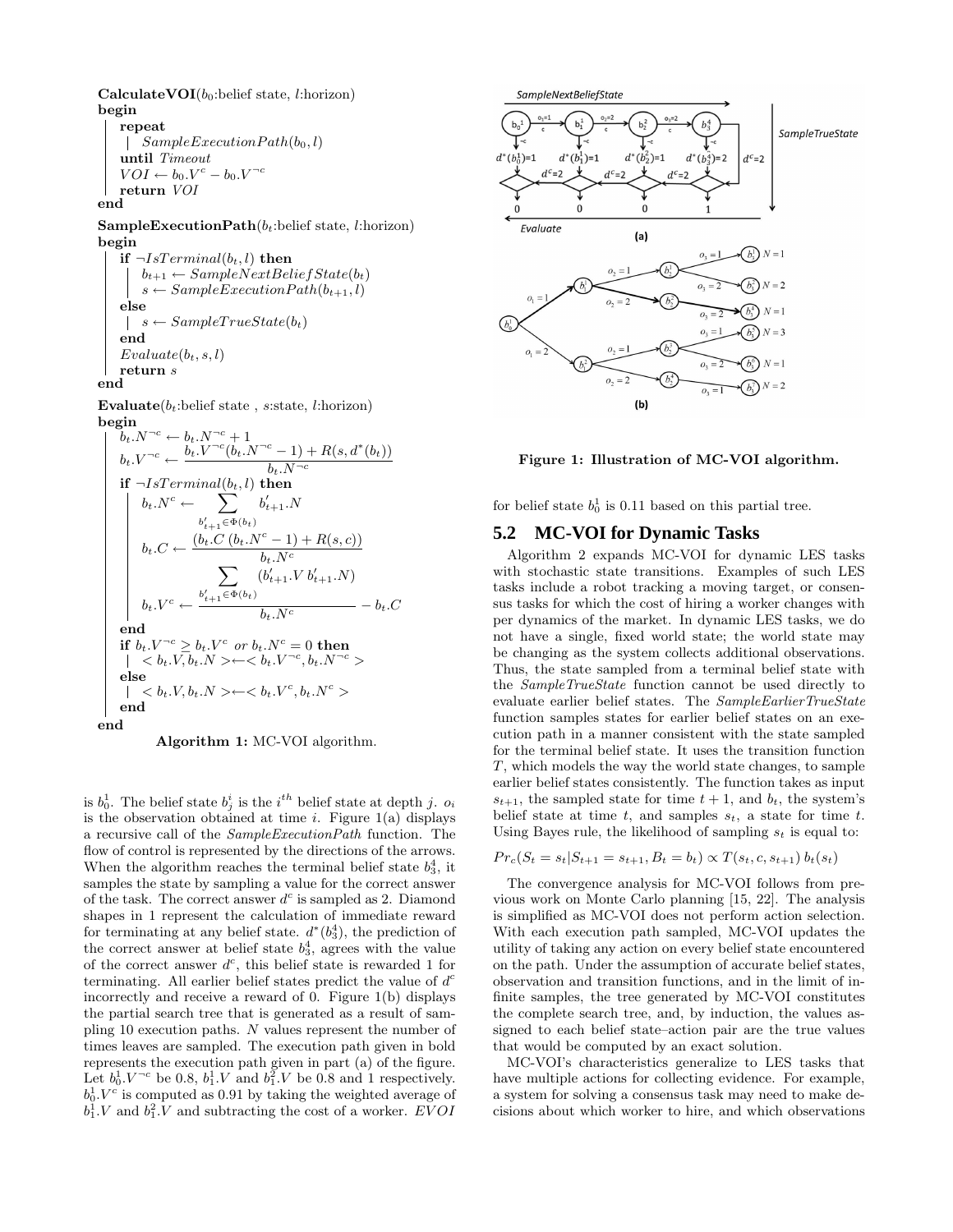```
CalculateVOI(b_0:belief state, l:horizon)
begin
    repeat
        SampleExecutionPath(b_0, l)
    until Timeout
    VOI ← b_0.V^c − b_0.V^¬c
    return VOI
end

SampleExecutionPath(b_t:belief state, l:horizon)
begin
    if ¬IsTerminal(b_t, l) then
        b_{t+1} ← SampleNextBeliefState(b_t)
        s ← SampleExecutionPath(b_{t+1}, l)
    else
        s ← SampleTrueState(b_t)
    end
    Evaluate(b_t, s, l)
    return s
end

Evaluate(b_t:belief state , s:state, l:horizon)
begin
    b_t.N^¬c ← b_t.N^¬c + 1
    b_t.V^¬c ← (b_t.V^¬c (b_t.N^¬c − 1) + R(s, d*(b_t))) / b_t.N^¬c
    if ¬IsTerminal(b_t, l) then
        b_t.N^c ← Σ_{b'_{t+1} ∈ Φ(b_t)} b'_{t+1}.N
        b_t.C ← (b_t.C (b_t.N^c − 1) + R(s, c)) / b_t.N^c
        b_t.V^c ← (Σ_{b'_{t+1} ∈ Φ(b_t)} (b'_{t+1}.V b'_{t+1}.N)) / b_t.N^c − b_t.C
    end
    if b_t.V^¬c ≥ b_t.V^c or b_t.N^c = 0 then
        < b_t.V, b_t.N > ← < b_t.V^¬c, b_t.N^¬c >
    else
        < b_t.V, b_t.N > ← < b_t.V^c, b_t.N^c >
    end
end
```

**Algorithm 1:** MC-VOI algorithm.

is $b_0^1$. The belief state $b_j^i$ is the $i^{th}$ belief state at depth $j$. $o_i$ is the observation obtained at time $i$. Figure 1(a) displays a recursive call of the *SampleExecutionPath* function. The flow of control is represented by the directions of the arrows. When the algorithm reaches the terminal belief state $b_3^4$, it samples the state by sampling a value for the correct answer of the task. The correct answer $d^c$ is sampled as 2. Diamond shapes in 1 represent the calculation of immediate reward for terminating at any belief state. $d^*(b_3^4)$, the prediction of the correct answer at belief state $b_3^4$, agrees with the value of the correct answer $d^c$, this belief state is rewarded 1 for terminating. All earlier belief states predict the value of $d^c$ incorrectly and receive a reward of 0. Figure 1(b) displays the partial search tree that is generated as a result of sampling 10 execution paths. $N$ values represent the number of times leaves are sampled. The execution path given in bold represents the execution path given in part (a) of the figure. Let $b_0^1.V^{\neg c}$ be 0.8, $b_1^1.V$ and $b_1^2.V$ be 0.8 and 1 respectively. $b_0^1.V^c$ is computed as 0.91 by taking the weighted average of $b_1^1.V$ and $b_1^2.V$ and subtracting the cost of a worker. $EVOI$ for belief state $b_0^1$ is 0.11 based on this partial tree.

**Figure 1: Illustration of MC-VOI algorithm.**

## 5.2 MC-VOI for Dynamic Tasks

Algorithm 2 expands MC-VOI for dynamic LES tasks with stochastic state transitions. Examples of such LES tasks include a robot tracking a moving target, or consensus tasks for which the cost of hiring a worker changes with per dynamics of the market. In dynamic LES tasks, we do not have a single, fixed world state; the world state may be changing as the system collects additional observations. Thus, the state sampled from a terminal belief state with the *SampleTrueState* function cannot be used directly to evaluate earlier belief states. The *SampleEarlierTrueState* function samples states for earlier belief states on an execution path in a manner consistent with the state sampled for the terminal belief state. It uses the transition function $T$, which models the way the world state changes, to sample earlier belief states consistently. The function takes as input $s_{t+1}$, the sampled state for time $t+1$, and $b_t$, the system's belief state at time $t$, and samples $s_t$, a state for time $t$. Using Bayes rule, the likelihood of sampling $s_t$ is equal to:

$$Pr_c(S_t = s_t | S_{t+1} = s_{t+1}, B_t = b_t) \propto T(s_t, c, s_{t+1})\, b_t(s_t)$$

The convergence analysis for MC-VOI follows from previous work on Monte Carlo planning [15, 22]. The analysis is simplified as MC-VOI does not perform action selection. With each execution path sampled, MC-VOI updates the utility of taking any action on every belief state encountered on the path. Under the assumption of accurate belief states, observation and transition functions, and in the limit of infinite samples, the tree generated by MC-VOI constitutes the complete search tree, and, by induction, the values assigned to each belief state–action pair are the true values that would be computed by an exact solution.

MC-VOI's characteristics generalize to LES tasks that have multiple actions for collecting evidence. For example, a system for solving a consensus task may need to make decisions about which worker to hire, and which observations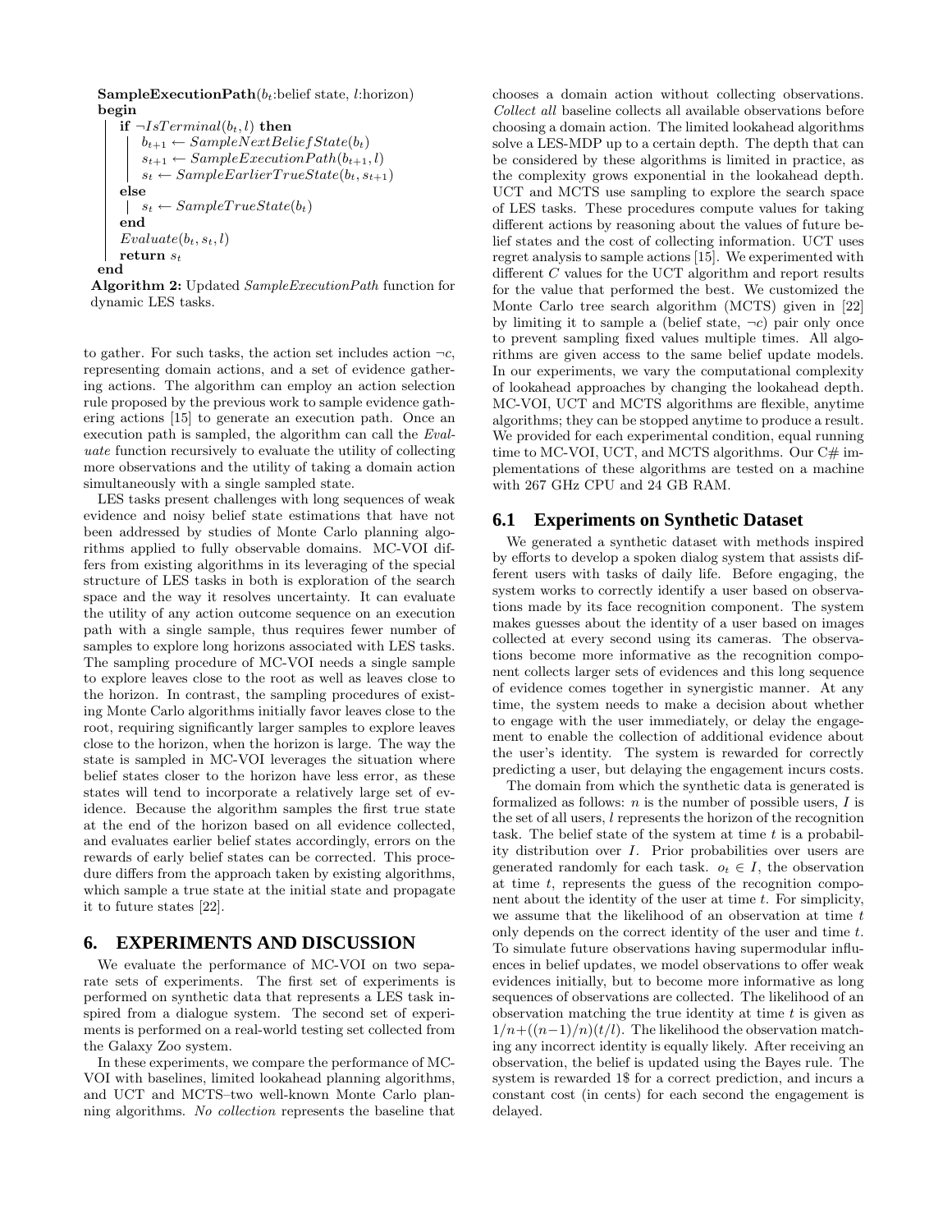```
SampleExecutionPath(b_t:belief state, l:horizon)
begin
    if ¬IsTerminal(b_t, l) then
        b_{t+1} ← SampleNextBeliefState(b_t)
        s_{t+1} ← SampleExecutionPath(b_{t+1}, l)
        s_t ← SampleEarlierTrueState(b_t, s_{t+1})
    else
        s_t ← SampleTrueState(b_t)
    end
    Evaluate(b_t, s_t, l)
    return s_t
end
```

**Algorithm 2:** Updated *SampleExecutionPath* function for dynamic LES tasks.

to gather. For such tasks, the action set includes action $\neg c$, representing domain actions, and a set of evidence gathering actions. The algorithm can employ an action selection rule proposed by the previous work to sample evidence gathering actions [15] to generate an execution path. Once an execution path is sampled, the algorithm can call the *Evaluate* function recursively to evaluate the utility of collecting more observations and the utility of taking a domain action simultaneously with a single sampled state.

LES tasks present challenges with long sequences of weak evidence and noisy belief state estimations that have not been addressed by studies of Monte Carlo planning algorithms applied to fully observable domains. MC-VOI differs from existing algorithms in its leveraging of the special structure of LES tasks in both is exploration of the search space and the way it resolves uncertainty. It can evaluate the utility of any action outcome sequence on an execution path with a single sample, thus requires fewer number of samples to explore long horizons associated with LES tasks. The sampling procedure of MC-VOI needs a single sample to explore leaves close to the root as well as leaves close to the horizon. In contrast, the sampling procedures of existing Monte Carlo algorithms initially favor leaves close to the root, requiring significantly larger samples to explore leaves close to the horizon, when the horizon is large. The way the state is sampled in MC-VOI leverages the situation where belief states closer to the horizon have less error, as these states will tend to incorporate a relatively large set of evidence. Because the algorithm samples the first true state at the end of the horizon based on all evidence collected, and evaluates earlier belief states accordingly, errors on the rewards of early belief states can be corrected. This procedure differs from the approach taken by existing algorithms, which sample a true state at the initial state and propagate it to future states [22].

## 6. EXPERIMENTS AND DISCUSSION

We evaluate the performance of MC-VOI on two separate sets of experiments. The first set of experiments is performed on synthetic data that represents a LES task inspired from a dialogue system. The second set of experiments is performed on a real-world testing set collected from the Galaxy Zoo system.

In these experiments, we compare the performance of MC-VOI with baselines, limited lookahead planning algorithms, and UCT and MCTS–two well-known Monte Carlo planning algorithms. *No collection* represents the baseline that chooses a domain action without collecting observations. *Collect all* baseline collects all available observations before choosing a domain action. The limited lookahead algorithms solve a LES-MDP up to a certain depth. The depth that can be considered by these algorithms is limited in practice, as the complexity grows exponential in the lookahead depth. UCT and MCTS use sampling to explore the search space of LES tasks. These procedures compute values for taking different actions by reasoning about the values of future belief states and the cost of collecting information. UCT uses regret analysis to sample actions [15]. We experimented with different $C$ values for the UCT algorithm and report results for the value that performed the best. We customized the Monte Carlo tree search algorithm (MCTS) given in [22] by limiting it to sample a (belief state, $\neg c$) pair only once to prevent sampling fixed values multiple times. All algorithms are given access to the same belief update models. In our experiments, we vary the computational complexity of lookahead approaches by changing the lookahead depth. MC-VOI, UCT and MCTS algorithms are flexible, anytime algorithms; they can be stopped anytime to produce a result. We provided for each experimental condition, equal running time to MC-VOI, UCT, and MCTS algorithms. Our C# implementations of these algorithms are tested on a machine with 267 GHz CPU and 24 GB RAM.

### 6.1 Experiments on Synthetic Dataset

We generated a synthetic dataset with methods inspired by efforts to develop a spoken dialog system that assists different users with tasks of daily life. Before engaging, the system works to correctly identify a user based on observations made by its face recognition component. The system makes guesses about the identity of a user based on images collected at every second using its cameras. The observations become more informative as the recognition component collects larger sets of evidences and this long sequence of evidence comes together in synergistic manner. At any time, the system needs to make a decision about whether to engage with the user immediately, or delay the engagement to enable the collection of additional evidence about the user's identity. The system is rewarded for correctly predicting a user, but delaying the engagement incurs costs.

The domain from which the synthetic data is generated is formalized as follows: $n$ is the number of possible users, $I$ is the set of all users, $l$ represents the horizon of the recognition task. The belief state of the system at time $t$ is a probability distribution over $I$. Prior probabilities over users are generated randomly for each task. $o_t \in I$, the observation at time $t$, represents the guess of the recognition component about the identity of the user at time $t$. For simplicity, we assume that the likelihood of an observation at time $t$ only depends on the correct identity of the user and time $t$. To simulate future observations having supermodular influences in belief updates, we model observations to offer weak evidences initially, but to become more informative as long sequences of observations are collected. The likelihood of an observation matching the true identity at time $t$ is given as $1/n+((n-1)/n)(t/l)$. The likelihood the observation matching any incorrect identity is equally likely. After receiving an observation, the belief is updated using the Bayes rule. The system is rewarded 1\$ for a correct prediction, and incurs a constant cost (in cents) for each second the engagement is delayed.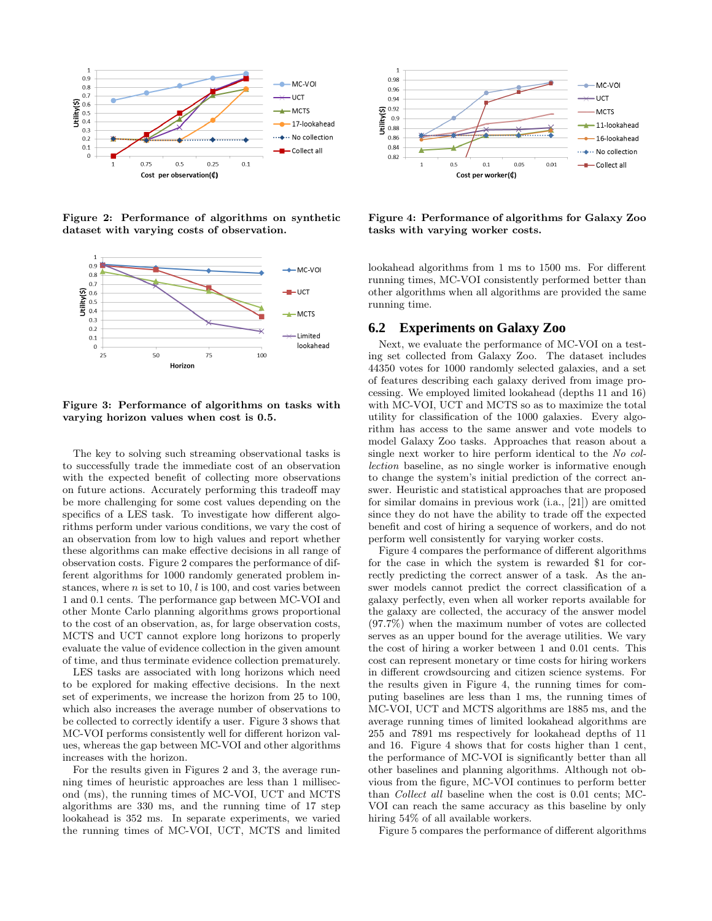Figure 2: Performance of algorithms on synthetic dataset with varying costs of observation.

Figure 3: Performance of algorithms on tasks with varying horizon values when cost is 0.5.

The key to solving such streaming observational tasks is to successfully trade the immediate cost of an observation with the expected benefit of collecting more observations on future actions. Accurately performing this tradeoff may be more challenging for some cost values depending on the specifics of a LES task. To investigate how different algorithms perform under various conditions, we vary the cost of an observation from low to high values and report whether these algorithms can make effective decisions in all range of observation costs. Figure 2 compares the performance of different algorithms for 1000 randomly generated problem instances, where $n$ is set to 10, $l$ is 100, and cost varies between 1 and 0.1 cents. The performance gap between MC-VOI and other Monte Carlo planning algorithms grows proportional to the cost of an observation, as, for large observation costs, MCTS and UCT cannot explore long horizons to properly evaluate the value of evidence collection in the given amount of time, and thus terminate evidence collection prematurely.

LES tasks are associated with long horizons which need to be explored for making effective decisions. In the next set of experiments, we increase the horizon from 25 to 100, which also increases the average number of observations to be collected to correctly identify a user. Figure 3 shows that MC-VOI performs consistently well for different horizon values, whereas the gap between MC-VOI and other algorithms increases with the horizon.

For the results given in Figures 2 and 3, the average running times of heuristic approaches are less than 1 millisecond (ms), the running times of MC-VOI, UCT and MCTS algorithms are 330 ms, and the running time of 17 step lookahead is 352 ms. In separate experiments, we varied the running times of MC-VOI, UCT, MCTS and limited lookahead algorithms from 1 ms to 1500 ms. For different running times, MC-VOI consistently performed better than other algorithms when all algorithms are provided the same running time.

Figure 4: Performance of algorithms for Galaxy Zoo tasks with varying worker costs.

## 6.2 Experiments on Galaxy Zoo

Next, we evaluate the performance of MC-VOI on a testing set collected from Galaxy Zoo. The dataset includes 44350 votes for 1000 randomly selected galaxies, and a set of features describing each galaxy derived from image processing. We employed limited lookahead (depths 11 and 16) with MC-VOI, UCT and MCTS so as to maximize the total utility for classification of the 1000 galaxies. Every algorithm has access to the same answer and vote models to model Galaxy Zoo tasks. Approaches that reason about a single next worker to hire perform identical to the *No collection* baseline, as no single worker is informative enough to change the system's initial prediction of the correct answer. Heuristic and statistical approaches that are proposed for similar domains in previous work (i.a., [21]) are omitted since they do not have the ability to trade off the expected benefit and cost of hiring a sequence of workers, and do not perform well consistently for varying worker costs.

Figure 4 compares the performance of different algorithms for the case in which the system is rewarded \$1 for correctly predicting the correct answer of a task. As the answer models cannot predict the correct classification of a galaxy perfectly, even when all worker reports available for the galaxy are collected, the accuracy of the answer model (97.7%) when the maximum number of votes are collected serves as an upper bound for the average utilities. We vary the cost of hiring a worker between 1 and 0.01 cents. This cost can represent monetary or time costs for hiring workers in different crowdsourcing and citizen science systems. For the results given in Figure 4, the running times for computing baselines are less than 1 ms, the running times of MC-VOI, UCT and MCTS algorithms are 1885 ms, and the average running times of limited lookahead algorithms are 255 and 7891 ms respectively for lookahead depths of 11 and 16. Figure 4 shows that for costs higher than 1 cent, the performance of MC-VOI is significantly better than all other baselines and planning algorithms. Although not obvious from the figure, MC-VOI continues to perform better than *Collect all* baseline when the cost is 0.01 cents; MC-VOI can reach the same accuracy as this baseline by only hiring 54% of all available workers.

Figure 5 compares the performance of different algorithms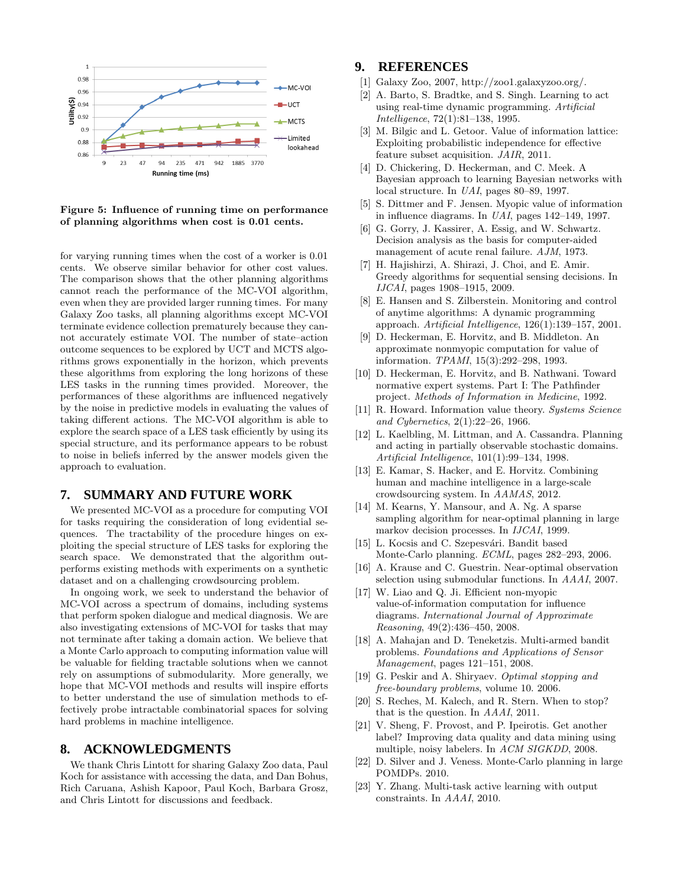1
0.98
0.96
0.94
0.92
0.9
0.88
0.86

Utility($)

9 23 47 94 235 471 942 1885 3770

Running time (ms)

MC-VOI
UCT
MCTS
Limited lookahead

**Figure 5: Influence of running time on performance of planning algorithms when cost is 0.01 cents.**

for varying running times when the cost of a worker is 0.01 cents. We observe similar behavior for other cost values. The comparison shows that the other planning algorithms cannot reach the performance of the MC-VOI algorithm, even when they are provided larger running times. For many Galaxy Zoo tasks, all planning algorithms except MC-VOI terminate evidence collection prematurely because they cannot accurately estimate VOI. The number of state–action outcome sequences to be explored by UCT and MCTS algorithms grows exponentially in the horizon, which prevents these algorithms from exploring the long horizons of these LES tasks in the running times provided. Moreover, the performances of these algorithms are influenced negatively by the noise in predictive models in evaluating the values of taking different actions. The MC-VOI algorithm is able to explore the search space of a LES task efficiently by using its special structure, and its performance appears to be robust to noise in beliefs inferred by the answer models given the approach to evaluation.

## 7. SUMMARY AND FUTURE WORK

We presented MC-VOI as a procedure for computing VOI for tasks requiring the consideration of long evidential sequences. The tractability of the procedure hinges on exploiting the special structure of LES tasks for exploring the search space. We demonstrated that the algorithm outperforms existing methods with experiments on a synthetic dataset and on a challenging crowdsourcing problem.

In ongoing work, we seek to understand the behavior of MC-VOI across a spectrum of domains, including systems that perform spoken dialogue and medical diagnosis. We are also investigating extensions of MC-VOI for tasks that may not terminate after taking a domain action. We believe that a Monte Carlo approach to computing information value will be valuable for fielding tractable solutions when we cannot rely on assumptions of submodularity. More generally, we hope that MC-VOI methods and results will inspire efforts to better understand the use of simulation methods to effectively probe intractable combinatorial spaces for solving hard problems in machine intelligence.

## 8. ACKNOWLEDGMENTS

We thank Chris Lintott for sharing Galaxy Zoo data, Paul Koch for assistance with accessing the data, and Dan Bohus, Rich Caruana, Ashish Kapoor, Paul Koch, Barbara Grosz, and Chris Lintott for discussions and feedback.

## 9. REFERENCES

[1] Galaxy Zoo, 2007, http://zoo1.galaxyzoo.org/.

[2] A. Barto, S. Bradtke, and S. Singh. Learning to act using real-time dynamic programming. *Artificial Intelligence*, 72(1):81–138, 1995.

[3] M. Bilgic and L. Getoor. Value of information lattice: Exploiting probabilistic independence for effective feature subset acquisition. *JAIR*, 2011.

[4] D. Chickering, D. Heckerman, and C. Meek. A Bayesian approach to learning Bayesian networks with local structure. In *UAI*, pages 80–89, 1997.

[5] S. Dittmer and F. Jensen. Myopic value of information in influence diagrams. In *UAI*, pages 142–149, 1997.

[6] G. Gorry, J. Kassirer, A. Essig, and W. Schwartz. Decision analysis as the basis for computer-aided management of acute renal failure. *AJM*, 1973.

[7] H. Hajishirzi, A. Shirazi, J. Choi, and E. Amir. Greedy algorithms for sequential sensing decisions. In *IJCAI*, pages 1908–1915, 2009.

[8] E. Hansen and S. Zilberstein. Monitoring and control of anytime algorithms: A dynamic programming approach. *Artificial Intelligence*, 126(1):139–157, 2001.

[9] D. Heckerman, E. Horvitz, and B. Middleton. An approximate nonmyopic computation for value of information. *TPAMI*, 15(3):292–298, 1993.

[10] D. Heckerman, E. Horvitz, and B. Nathwani. Toward normative expert systems. Part I: The Pathfinder project. *Methods of Information in Medicine*, 1992.

[11] R. Howard. Information value theory. *Systems Science and Cybernetics*, 2(1):22–26, 1966.

[12] L. Kaelbling, M. Littman, and A. Cassandra. Planning and acting in partially observable stochastic domains. *Artificial Intelligence*, 101(1):99–134, 1998.

[13] E. Kamar, S. Hacker, and E. Horvitz. Combining human and machine intelligence in a large-scale crowdsourcing system. In *AAMAS*, 2012.

[14] M. Kearns, Y. Mansour, and A. Ng. A sparse sampling algorithm for near-optimal planning in large markov decision processes. In *IJCAI*, 1999.

[15] L. Kocsis and C. Szepesvári. Bandit based Monte-Carlo planning. *ECML*, pages 282–293, 2006.

[16] A. Krause and C. Guestrin. Near-optimal observation selection using submodular functions. In *AAAI*, 2007.

[17] W. Liao and Q. Ji. Efficient non-myopic value-of-information computation for influence diagrams. *International Journal of Approximate Reasoning*, 49(2):436–450, 2008.

[18] A. Mahajan and D. Teneketzis. Multi-armed bandit problems. *Foundations and Applications of Sensor Management*, pages 121–151, 2008.

[19] G. Peskir and A. Shiryaev. *Optimal stopping and free-boundary problems*, volume 10. 2006.

[20] S. Reches, M. Kalech, and R. Stern. When to stop? that is the question. In *AAAI*, 2011.

[21] V. Sheng, F. Provost, and P. Ipeirotis. Get another label? Improving data quality and data mining using multiple, noisy labelers. In *ACM SIGKDD*, 2008.

[22] D. Silver and J. Veness. Monte-Carlo planning in large POMDPs. 2010.

[23] Y. Zhang. Multi-task active learning with output constraints. In *AAAI*, 2010.